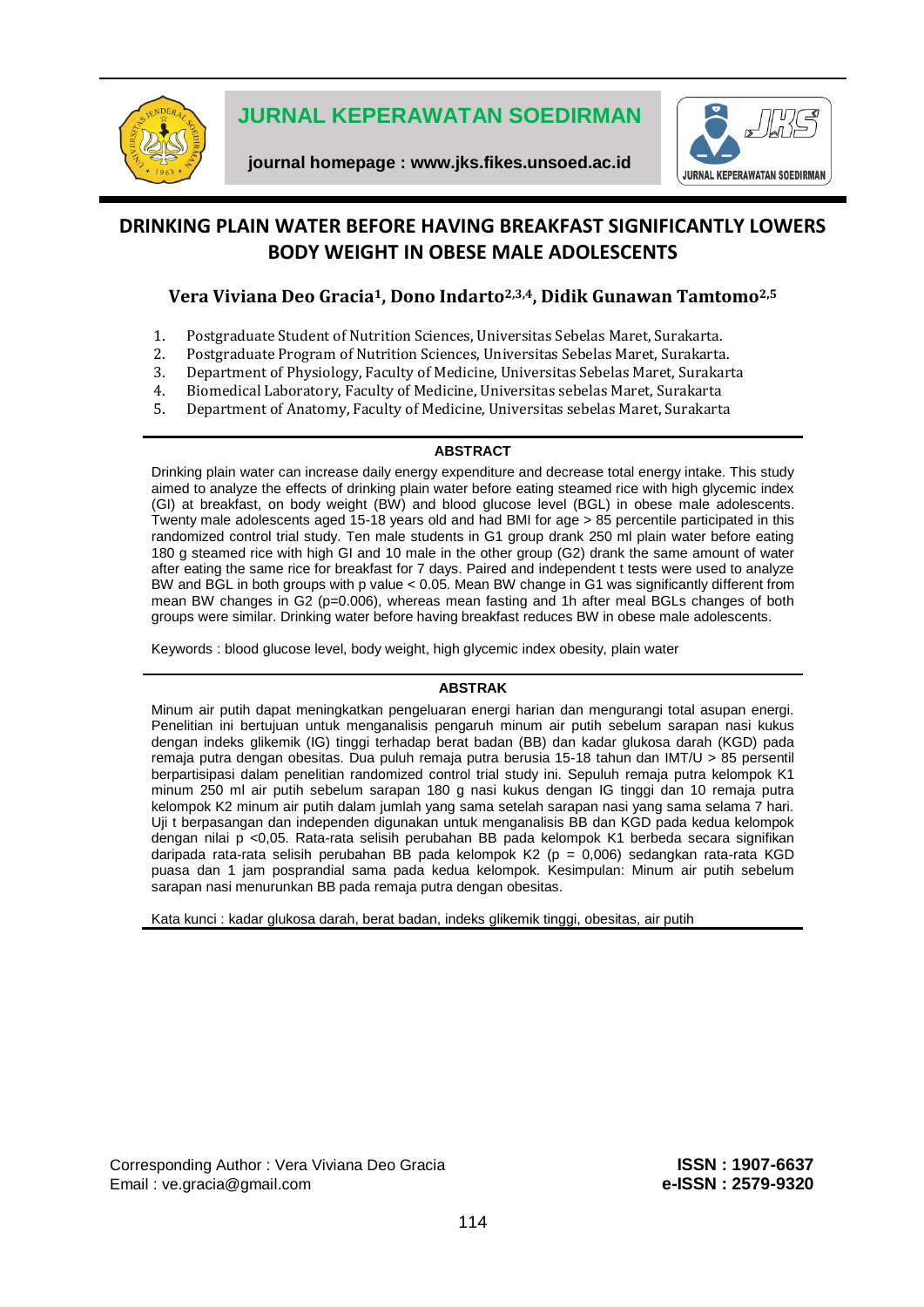# DRINKING PLAIN WATER BEFORE HAVING BREAKFAST SIGNIFICANTLY LOWERS BODY WEIGHT IN OBESE MALE ADOLESCENTS

**Vera Viviana Deo Gracia[1], Dono Indarto[2,3,4], Didik Gunawan Tamtomo[2,5]**

1. Postgraduate Student of Nutrition Sciences, Universitas Sebelas Maret, Surakarta.
2. Postgraduate Program of Nutrition Sciences, Universitas Sebelas Maret, Surakarta.
3. Department of Physiology, Faculty of Medicine, Universitas Sebelas Maret, Surakarta
4. Biomedical Laboratory, Faculty of Medicine, Universitas sebelas Maret, Surakarta
5. Department of Anatomy, Faculty of Medicine, Universitas sebelas Maret, Surakarta

## ABSTRACT

Drinking plain water can increase daily energy expenditure and decrease total energy intake. This study aimed to analyze the effects of drinking plain water before eating steamed rice with high glycemic index (GI) at breakfast, on body weight (BW) and blood glucose level (BGL) in obese male adolescents. Twenty male adolescents aged 15-18 years old and had BMI for age > 85 percentile participated in this randomized control trial study. Ten male students in G1 group drank 250 ml plain water before eating 180 g steamed rice with high GI and 10 male in the other group (G2) drank the same amount of water after eating the same rice for breakfast for 7 days. Paired and independent t tests were used to analyze BW and BGL in both groups with p value < 0.05. Mean BW change in G1 was significantly different from mean BW changes in G2 (p=0.006), whereas mean fasting and 1h after meal BGLs changes of both groups were similar. Drinking water before having breakfast reduces BW in obese male adolescents.

Keywords : blood glucose level, body weight, high glycemic index obesity, plain water

## ABSTRAK

Minum air putih dapat meningkatkan pengeluaran energi harian dan mengurangi total asupan energi. Penelitian ini bertujuan untuk menganalisis pengaruh minum air putih sebelum sarapan nasi kukus dengan indeks glikemik (IG) tinggi terhadap berat badan (BB) dan kadar glukosa darah (KGD) pada remaja putra dengan obesitas. Dua puluh remaja putra berusia 15-18 tahun dan IMT/U > 85 persentil berpartisipasi dalam penelitian randomized control trial study ini. Sepuluh remaja putra kelompok K1 minum 250 ml air putih sebelum sarapan 180 g nasi kukus dengan IG tinggi dan 10 remaja putra kelompok K2 minum air putih dalam jumlah yang sama setelah sarapan nasi yang sama selama 7 hari. Uji t berpasangan dan independen digunakan untuk menganalisis BB dan KGD pada kedua kelompok dengan nilai p <0,05. Rata-rata selisih perubahan BB pada kelompok K1 berbeda secara signifikan daripada rata-rata selisih perubahan BB pada kelompok K2 (p = 0,006) sedangkan rata-rata KGD puasa dan 1 jam posprandial sama pada kedua kelompok. Kesimpulan: Minum air putih sebelum sarapan nasi menurunkan BB pada remaja putra dengan obesitas.

Kata kunci : kadar glukosa darah, berat badan, indeks glikemik tinggi, obesitas, air putih

Corresponding Author : Vera Viviana Deo Gracia
Email : ve.gracia@gmail.com

**ISSN : 1907-6637**
**e-ISSN : 2579-9320**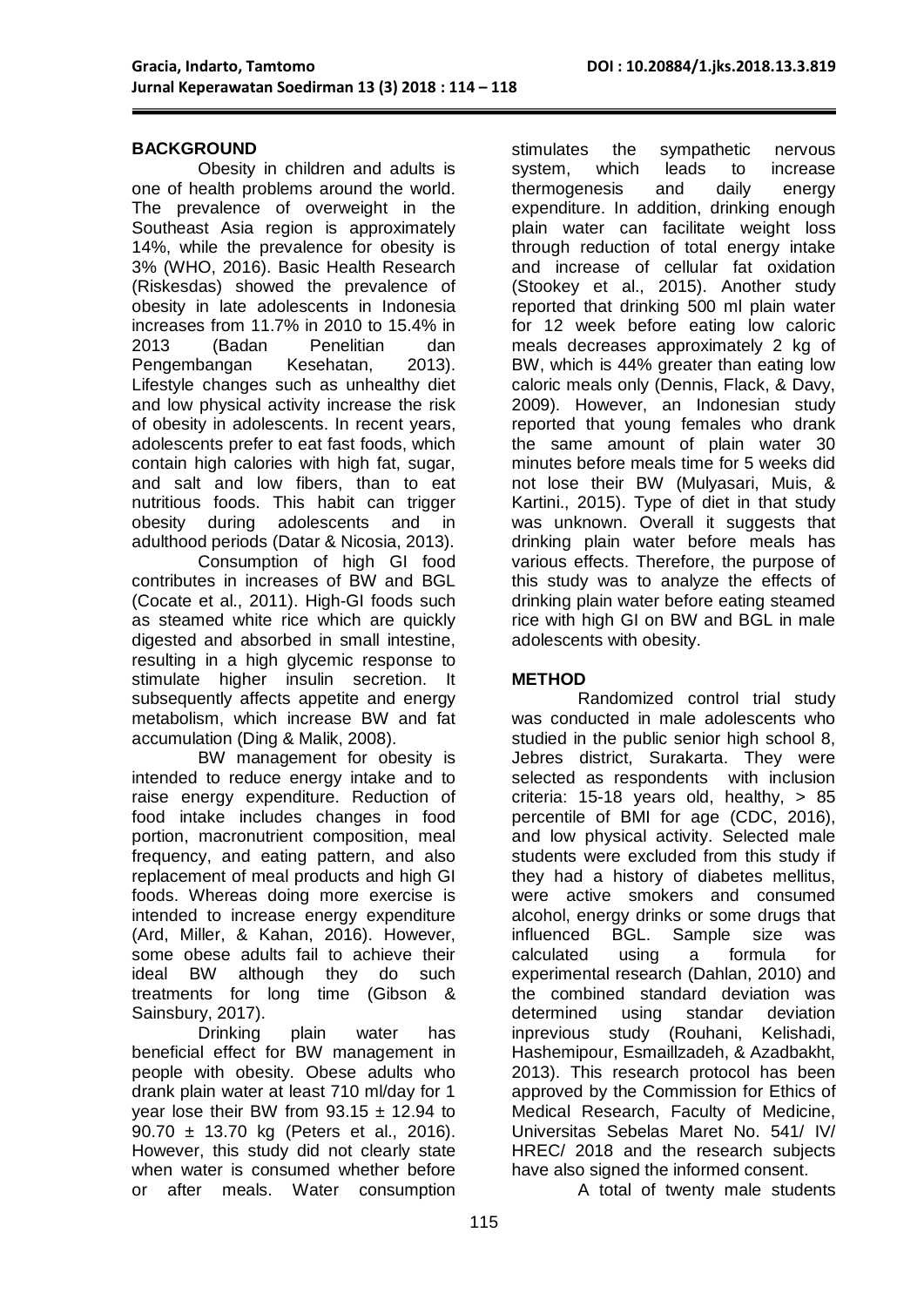## BACKGROUND

Obesity in children and adults is one of health problems around the world. The prevalence of overweight in the Southeast Asia region is approximately 14%, while the prevalence for obesity is 3% (WHO, 2016). Basic Health Research (Riskesdas) showed the prevalence of obesity in late adolescents in Indonesia increases from 11.7% in 2010 to 15.4% in 2013 (Badan Penelitian dan Pengembangan Kesehatan, 2013). Lifestyle changes such as unhealthy diet and low physical activity increase the risk of obesity in adolescents. In recent years, adolescents prefer to eat fast foods, which contain high calories with high fat, sugar, and salt and low fibers, than to eat nutritious foods. This habit can trigger obesity during adolescents and in adulthood periods (Datar & Nicosia, 2013).

Consumption of high GI food contributes in increases of BW and BGL (Cocate et al., 2011). High-GI foods such as steamed white rice which are quickly digested and absorbed in small intestine, resulting in a high glycemic response to stimulate higher insulin secretion. It subsequently affects appetite and energy metabolism, which increase BW and fat accumulation (Ding & Malik, 2008).

BW management for obesity is intended to reduce energy intake and to raise energy expenditure. Reduction of food intake includes changes in food portion, macronutrient composition, meal frequency, and eating pattern, and also replacement of meal products and high GI foods. Whereas doing more exercise is intended to increase energy expenditure (Ard, Miller, & Kahan, 2016). However, some obese adults fail to achieve their ideal BW although they do such treatments for long time (Gibson & Sainsbury, 2017).

Drinking plain water has beneficial effect for BW management in people with obesity. Obese adults who drank plain water at least 710 ml/day for 1 year lose their BW from 93.15 ± 12.94 to 90.70 ± 13.70 kg (Peters et al., 2016). However, this study did not clearly state when water is consumed whether before or after meals. Water consumption stimulates the sympathetic nervous system, which leads to increase thermogenesis and daily energy expenditure. In addition, drinking enough plain water can facilitate weight loss through reduction of total energy intake and increase of cellular fat oxidation (Stookey et al., 2015). Another study reported that drinking 500 ml plain water for 12 week before eating low caloric meals decreases approximately 2 kg of BW, which is 44% greater than eating low caloric meals only (Dennis, Flack, & Davy, 2009). However, an Indonesian study reported that young females who drank the same amount of plain water 30 minutes before meals time for 5 weeks did not lose their BW (Mulyasari, Muis, & Kartini., 2015). Type of diet in that study was unknown. Overall it suggests that drinking plain water before meals has various effects. Therefore, the purpose of this study was to analyze the effects of drinking plain water before eating steamed rice with high GI on BW and BGL in male adolescents with obesity.

## METHOD

Randomized control trial study was conducted in male adolescents who studied in the public senior high school 8, Jebres district, Surakarta. They were selected as respondents with inclusion criteria: 15-18 years old, healthy, > 85 percentile of BMI for age (CDC, 2016), and low physical activity. Selected male students were excluded from this study if they had a history of diabetes mellitus, were active smokers and consumed alcohol, energy drinks or some drugs that influenced BGL. Sample size was calculated using a formula for experimental research (Dahlan, 2010) and the combined standard deviation was determined using standar deviation inprevious study (Rouhani, Kelishadi, Hashemipour, Esmaillzadeh, & Azadbakht, 2013). This research protocol has been approved by the Commission for Ethics of Medical Research, Faculty of Medicine, Universitas Sebelas Maret No. 541/ IV/ HREC/ 2018 and the research subjects have also signed the informed consent.

A total of twenty male students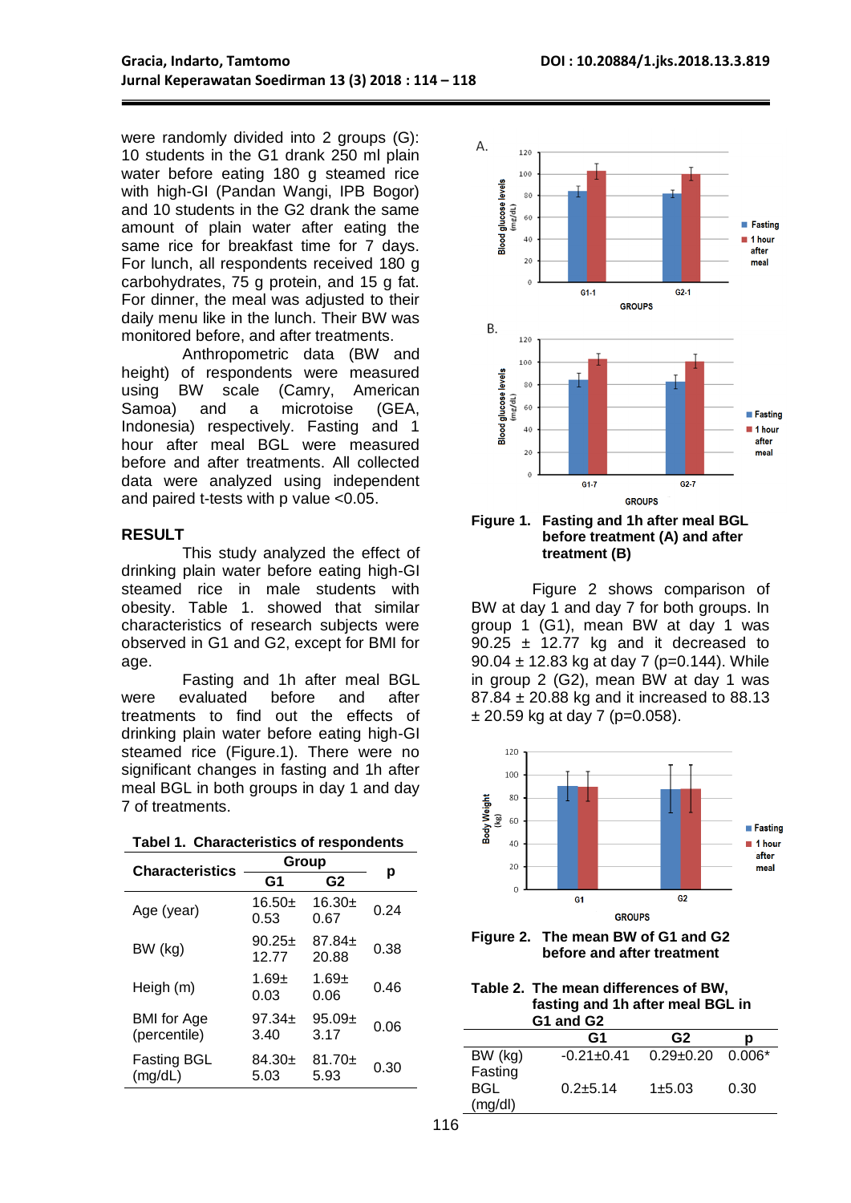were randomly divided into 2 groups (G): 10 students in the G1 drank 250 ml plain water before eating 180 g steamed rice with high-GI (Pandan Wangi, IPB Bogor) and 10 students in the G2 drank the same amount of plain water after eating the same rice for breakfast time for 7 days. For lunch, all respondents received 180 g carbohydrates, 75 g protein, and 15 g fat. For dinner, the meal was adjusted to their daily menu like in the lunch. Their BW was monitored before, and after treatments.

Anthropometric data (BW and height) of respondents were measured using BW scale (Camry, American Samoa) and a microtoise (GEA, Indonesia) respectively. Fasting and 1 hour after meal BGL were measured before and after treatments. All collected data were analyzed using independent and paired t-tests with p value <0.05.

## RESULT

This study analyzed the effect of drinking plain water before eating high-GI steamed rice in male students with obesity. Table 1. showed that similar characteristics of research subjects were observed in G1 and G2, except for BMI for age.

Fasting and 1h after meal BGL were evaluated before and after treatments to find out the effects of drinking plain water before eating high-GI steamed rice (Figure.1). There were no significant changes in fasting and 1h after meal BGL in both groups in day 1 and day 7 of treatments.

**Tabel 1. Characteristics of respondents**

| Characteristics | Group | | p |
|---|---|---|---|
| | G1 | G2 | |
| Age (year) | 16.50± 0.53 | 16.30± 0.67 | 0.24 |
| BW (kg) | 90.25± 12.77 | 87.84± 20.88 | 0.38 |
| Heigh (m) | 1.69± 0.03 | 1.69± 0.06 | 0.46 |
| BMI for Age (percentile) | 97.34± 3.40 | 95.09± 3.17 | 0.06 |
| Fasting BGL (mg/dL) | 84.30± 5.03 | 81.70± 5.93 | 0.30 |

A.

Blood glucose levels (mg/dL)

0 20 40 60 80 100 120

G1-1 G2-1

GROUPS

Fasting
1 hour after meal

B.

Blood glucose levels (mg/dL)

0 20 40 60 80 100 120

G1-7 G2-7

GROUPS

Fasting
1 hour after meal

**Figure 1. Fasting and 1h after meal BGL before treatment (A) and after treatment (B)**

Figure 2 shows comparison of BW at day 1 and day 7 for both groups. In group 1 (G1), mean BW at day 1 was 90.25 ± 12.77 kg and it decreased to 90.04 ± 12.83 kg at day 7 (p=0.144). While in group 2 (G2), mean BW at day 1 was 87.84 ± 20.88 kg and it increased to 88.13 ± 20.59 kg at day 7 (p=0.058).

Body Weight (kg)

0 20 40 60 80 100 120

G1 G2

GROUPS

Fasting
1 hour after meal

**Figure 2. The mean BW of G1 and G2 before and after treatment**

**Table 2. The mean differences of BW, fasting and 1h after meal BGL in G1 and G2**

| | G1 | G2 | p |
|---|---|---|---|
| BW (kg) | -0.21±0.41 | 0.29±0.20 | 0.006* |
| Fasting BGL (mg/dl) | 0.2±5.14 | 1±5.03 | 0.30 |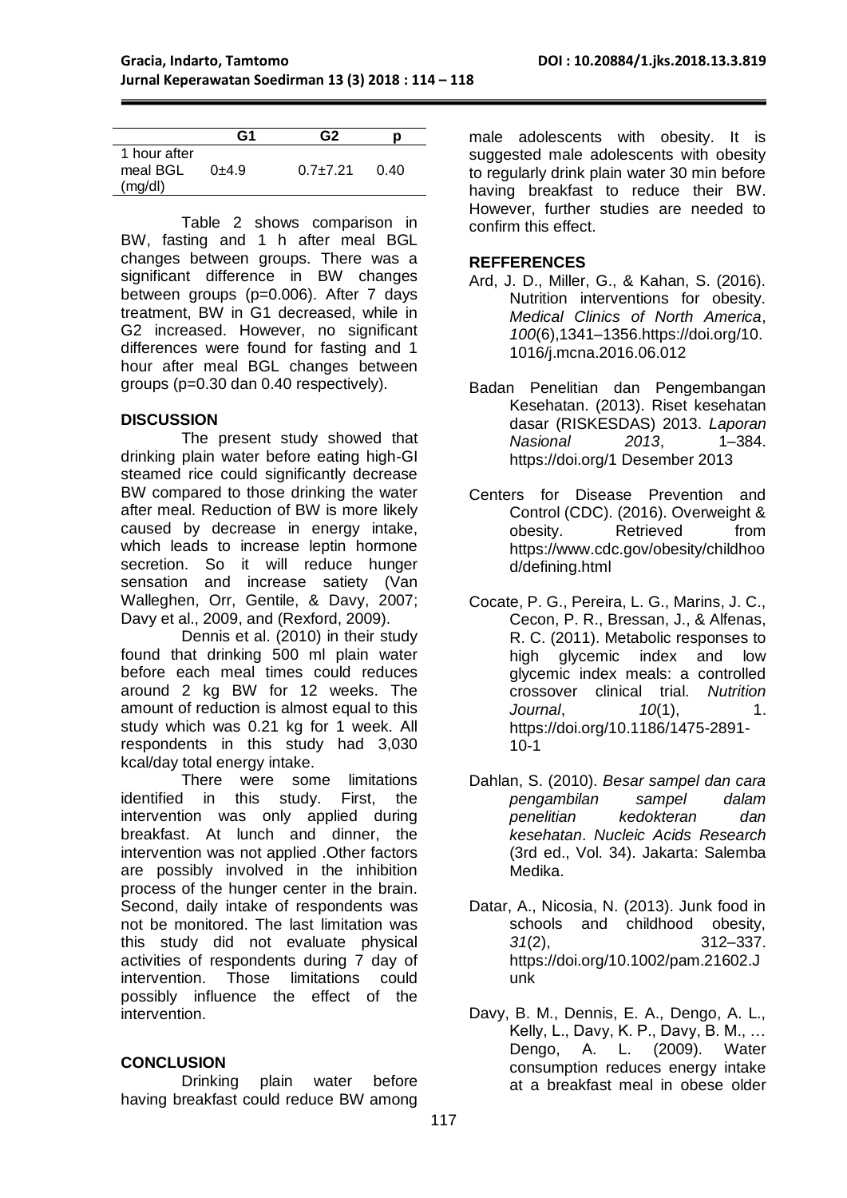| | G1 | G2 | p |
|---|---|---|---|
| 1 hour after meal BGL (mg/dl) | 0±4.9 | 0.7±7.21 | 0.40 |

Table 2 shows comparison in BW, fasting and 1 h after meal BGL changes between groups. There was a significant difference in BW changes between groups (p=0.006). After 7 days treatment, BW in G1 decreased, while in G2 increased. However, no significant differences were found for fasting and 1 hour after meal BGL changes between groups (p=0.30 dan 0.40 respectively).

## DISCUSSION

The present study showed that drinking plain water before eating high-GI steamed rice could significantly decrease BW compared to those drinking the water after meal. Reduction of BW is more likely caused by decrease in energy intake, which leads to increase leptin hormone secretion. So it will reduce hunger sensation and increase satiety (Van Walleghen, Orr, Gentile, & Davy, 2007; Davy et al., 2009, and (Rexford, 2009).

Dennis et al. (2010) in their study found that drinking 500 ml plain water before each meal times could reduces around 2 kg BW for 12 weeks. The amount of reduction is almost equal to this study which was 0.21 kg for 1 week. All respondents in this study had 3,030 kcal/day total energy intake.

There were some limitations identified in this study. First, the intervention was only applied during breakfast. At lunch and dinner, the intervention was not applied .Other factors are possibly involved in the inhibition process of the hunger center in the brain. Second, daily intake of respondents was not be monitored. The last limitation was this study did not evaluate physical activities of respondents during 7 day of intervention. Those limitations could possibly influence the effect of the intervention.

## CONCLUSION

Drinking plain water before having breakfast could reduce BW among male adolescents with obesity. It is suggested male adolescents with obesity to regularly drink plain water 30 min before having breakfast to reduce their BW. However, further studies are needed to confirm this effect.

## REFFERENCES

Ard, J. D., Miller, G., & Kahan, S. (2016). Nutrition interventions for obesity. *Medical Clinics of North America*, *100*(6),1341–1356.https://doi.org/10.1016/j.mcna.2016.06.012

Badan Penelitian dan Pengembangan Kesehatan. (2013). Riset kesehatan dasar (RISKESDAS) 2013. *Laporan Nasional 2013*, 1–384. https://doi.org/1 Desember 2013

Centers for Disease Prevention and Control (CDC). (2016). Overweight & obesity. Retrieved from https://www.cdc.gov/obesity/childhood/defining.html

Cocate, P. G., Pereira, L. G., Marins, J. C., Cecon, P. R., Bressan, J., & Alfenas, R. C. (2011). Metabolic responses to high glycemic index and low glycemic index meals: a controlled crossover clinical trial. *Nutrition Journal*, *10*(1), 1. https://doi.org/10.1186/1475-2891-10-1

Dahlan, S. (2010). *Besar sampel dan cara pengambilan sampel dalam penelitian kedokteran dan kesehatan*. *Nucleic Acids Research* (3rd ed., Vol. 34). Jakarta: Salemba Medika.

Datar, A., Nicosia, N. (2013). Junk food in schools and childhood obesity, *31*(2), 312–337. https://doi.org/10.1002/pam.21602.Junk

Davy, B. M., Dennis, E. A., Dengo, A. L., Kelly, L., Davy, K. P., Davy, B. M., … Dengo, A. L. (2009). Water consumption reduces energy intake at a breakfast meal in obese older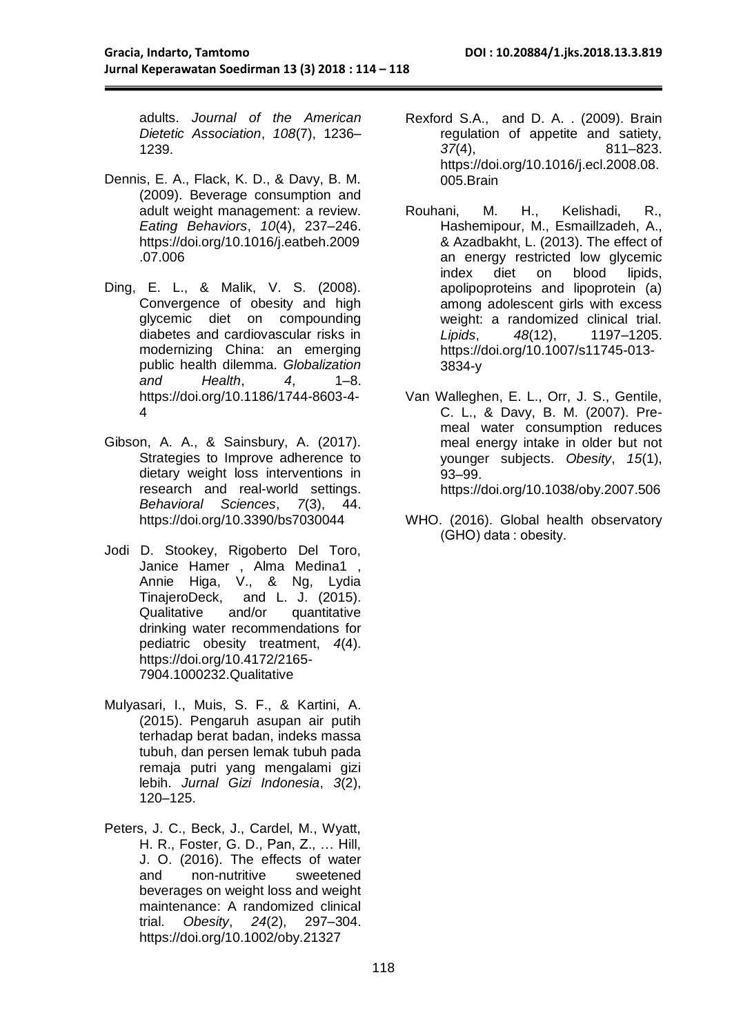adults. *Journal of the American Dietetic Association*, *108*(7), 1236–1239.

Dennis, E. A., Flack, K. D., & Davy, B. M. (2009). Beverage consumption and adult weight management: a review. *Eating Behaviors*, *10*(4), 237–246. https://doi.org/10.1016/j.eatbeh.2009.07.006

Ding, E. L., & Malik, V. S. (2008). Convergence of obesity and high glycemic diet on compounding diabetes and cardiovascular risks in modernizing China: an emerging public health dilemma. *Globalization and Health*, *4*, 1–8. https://doi.org/10.1186/1744-8603-4-4

Gibson, A. A., & Sainsbury, A. (2017). Strategies to Improve adherence to dietary weight loss interventions in research and real-world settings. *Behavioral Sciences*, *7*(3), 44. https://doi.org/10.3390/bs7030044

Jodi D. Stookey, Rigoberto Del Toro, Janice Hamer , Alma Medina1 , Annie Higa, V., & Ng, Lydia TinajeroDeck, and L. J. (2015). Qualitative and/or quantitative drinking water recommendations for pediatric obesity treatment, *4*(4). https://doi.org/10.4172/2165-7904.1000232.Qualitative

Mulyasari, I., Muis, S. F., & Kartini, A. (2015). Pengaruh asupan air putih terhadap berat badan, indeks massa tubuh, dan persen lemak tubuh pada remaja putri yang mengalami gizi lebih. *Jurnal Gizi Indonesia*, *3*(2), 120–125.

Peters, J. C., Beck, J., Cardel, M., Wyatt, H. R., Foster, G. D., Pan, Z., … Hill, J. O. (2016). The effects of water and non-nutritive sweetened beverages on weight loss and weight maintenance: A randomized clinical trial. *Obesity*, *24*(2), 297–304. https://doi.org/10.1002/oby.21327

Rexford S.A., and D. A. . (2009). Brain regulation of appetite and satiety, *37*(4), 811–823. https://doi.org/10.1016/j.ecl.2008.08.005.Brain

Rouhani, M. H., Kelishadi, R., Hashemipour, M., Esmaillzadeh, A., & Azadbakht, L. (2013). The effect of an energy restricted low glycemic index diet on blood lipids, apolipoproteins and lipoprotein (a) among adolescent girls with excess weight: a randomized clinical trial. *Lipids*, *48*(12), 1197–1205. https://doi.org/10.1007/s11745-013-3834-y

Van Walleghen, E. L., Orr, J. S., Gentile, C. L., & Davy, B. M. (2007). Pre-meal water consumption reduces meal energy intake in older but not younger subjects. *Obesity*, *15*(1), 93–99. https://doi.org/10.1038/oby.2007.506

WHO. (2016). Global health observatory (GHO) data : obesity.